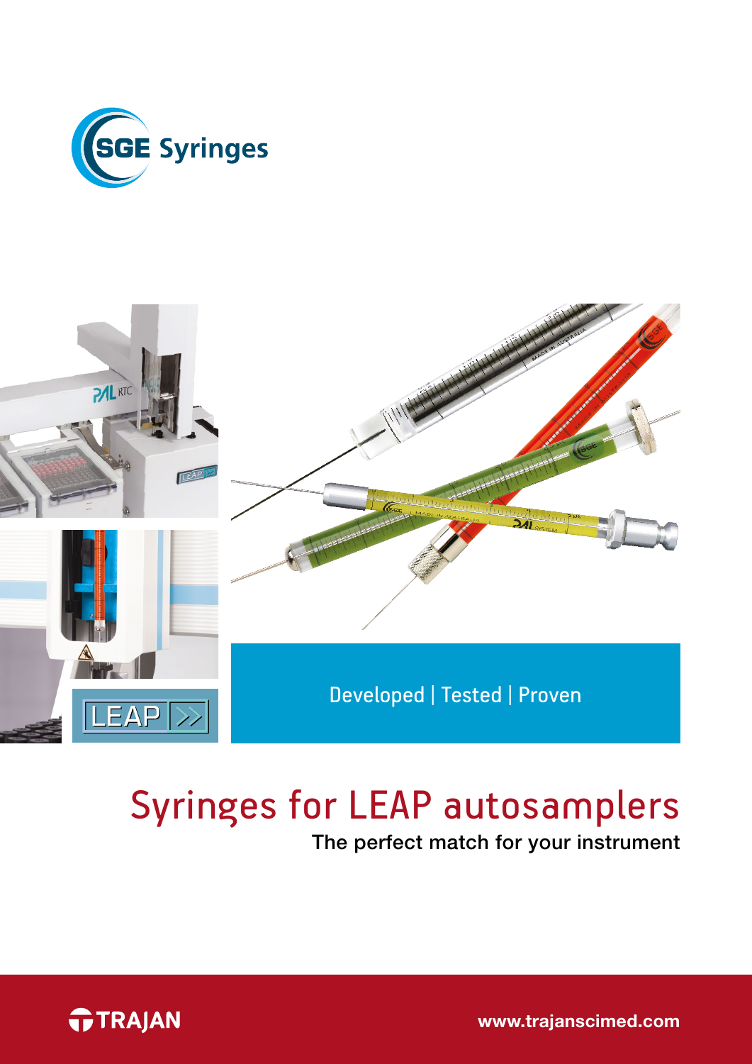SGE Syringes

Developed | Tested | Proven

# Syringes for LEAP autosamplers

The perfect match for your instrument

TRAJAN

www.trajanscimed.com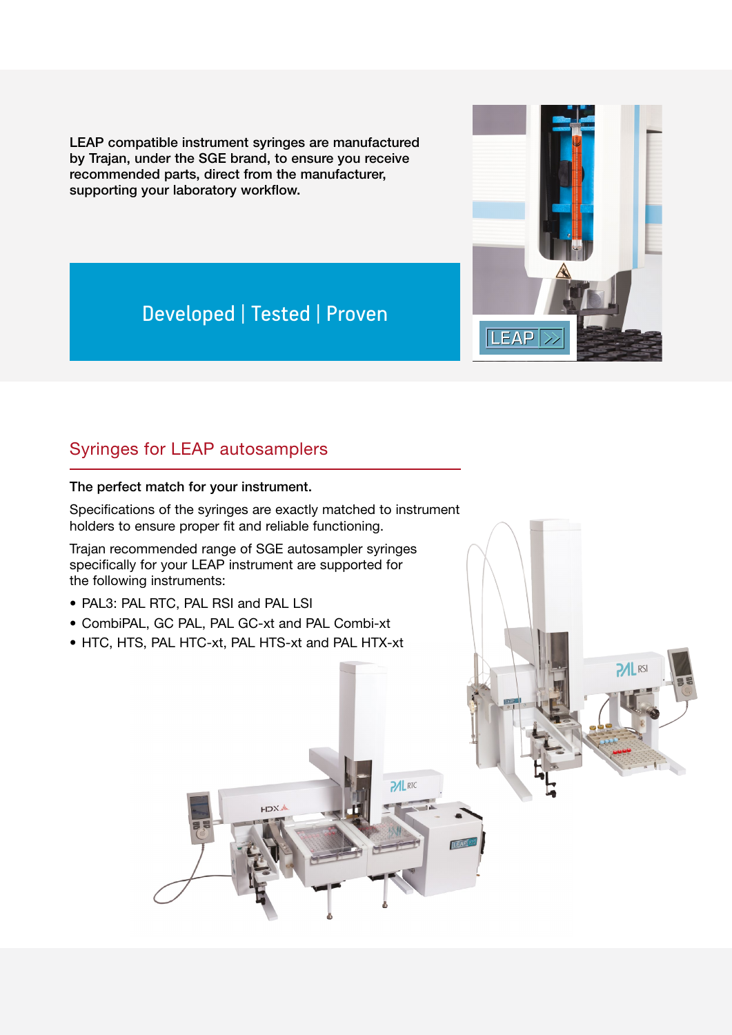**LEAP compatible instrument syringes are manufactured by Trajan, under the SGE brand, to ensure you receive recommended parts, direct from the manufacturer, supporting your laboratory workflow.**

Developed | Tested | Proven

## Syringes for LEAP autosamplers

**The perfect match for your instrument.**

Specifications of the syringes are exactly matched to instrument holders to ensure proper fit and reliable functioning.

Trajan recommended range of SGE autosampler syringes specifically for your LEAP instrument are supported for the following instruments:

- PAL3: PAL RTC, PAL RSI and PAL LSI
- CombiPAL, GC PAL, PAL GC-xt and PAL Combi-xt
- HTC, HTS, PAL HTC-xt, PAL HTS-xt and PAL HTX-xt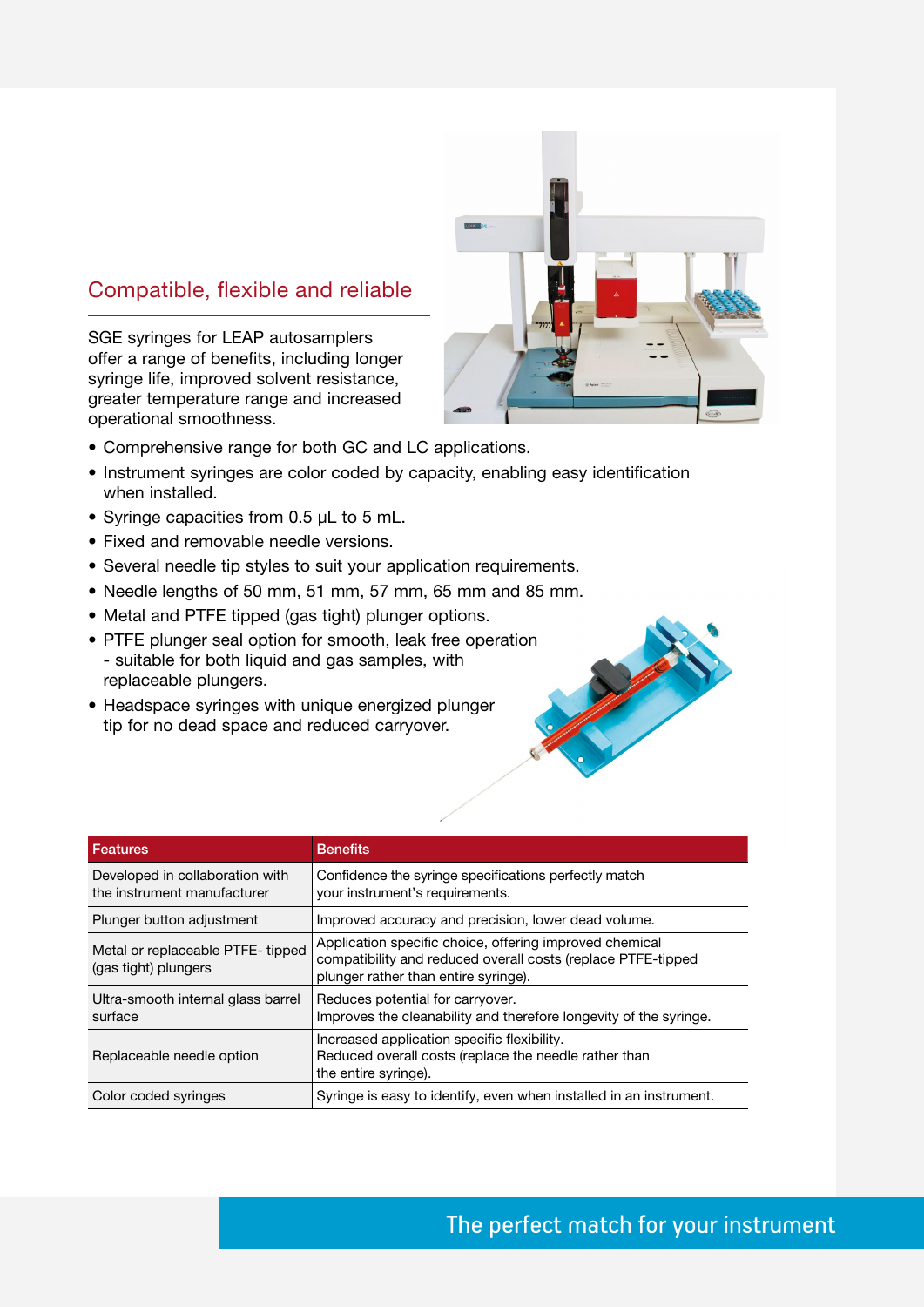## Compatible, flexible and reliable

SGE syringes for LEAP autosamplers offer a range of benefits, including longer syringe life, improved solvent resistance, greater temperature range and increased operational smoothness.

- Comprehensive range for both GC and LC applications.
- Instrument syringes are color coded by capacity, enabling easy identification when installed.
- Syringe capacities from 0.5 µL to 5 mL.
- Fixed and removable needle versions.
- Several needle tip styles to suit your application requirements.
- Needle lengths of 50 mm, 51 mm, 57 mm, 65 mm and 85 mm.
- Metal and PTFE tipped (gas tight) plunger options.
- PTFE plunger seal option for smooth, leak free operation - suitable for both liquid and gas samples, with replaceable plungers.
- Headspace syringes with unique energized plunger tip for no dead space and reduced carryover.

| Features | Benefits |
| --- | --- |
| Developed in collaboration with the instrument manufacturer | Confidence the syringe specifications perfectly match your instrument's requirements. |
| Plunger button adjustment | Improved accuracy and precision, lower dead volume. |
| Metal or replaceable PTFE- tipped (gas tight) plungers | Application specific choice, offering improved chemical compatibility and reduced overall costs (replace PTFE-tipped plunger rather than entire syringe). |
| Ultra-smooth internal glass barrel surface | Reduces potential for carryover. Improves the cleanability and therefore longevity of the syringe. |
| Replaceable needle option | Increased application specific flexibility. Reduced overall costs (replace the needle rather than the entire syringe). |
| Color coded syringes | Syringe is easy to identify, even when installed in an instrument. |

The perfect match for your instrument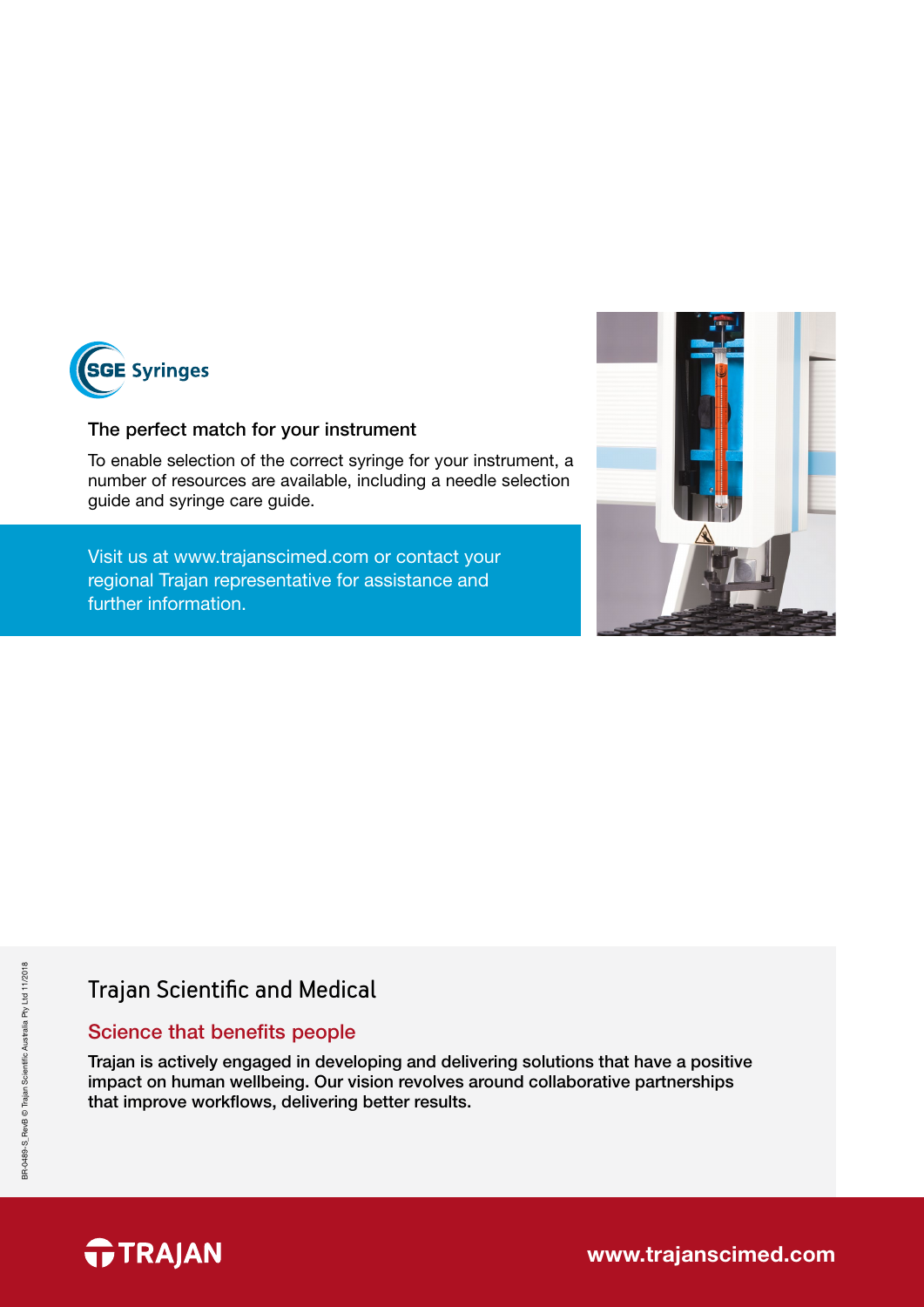SGE Syringes

## The perfect match for your instrument

To enable selection of the correct syringe for your instrument, a number of resources are available, including a needle selection guide and syringe care guide.

Visit us at www.trajanscimed.com or contact your regional Trajan representative for assistance and further information.

BR-0489-S_RevB © Trajan Scientific Australia Pty Ltd 11/2018

## Trajan Scientific and Medical

### Science that benefits people

**Trajan is actively engaged in developing and delivering solutions that have a positive impact on human wellbeing. Our vision revolves around collaborative partnerships that improve workflows, delivering better results.**

TRAJAN

**www.trajanscimed.com**